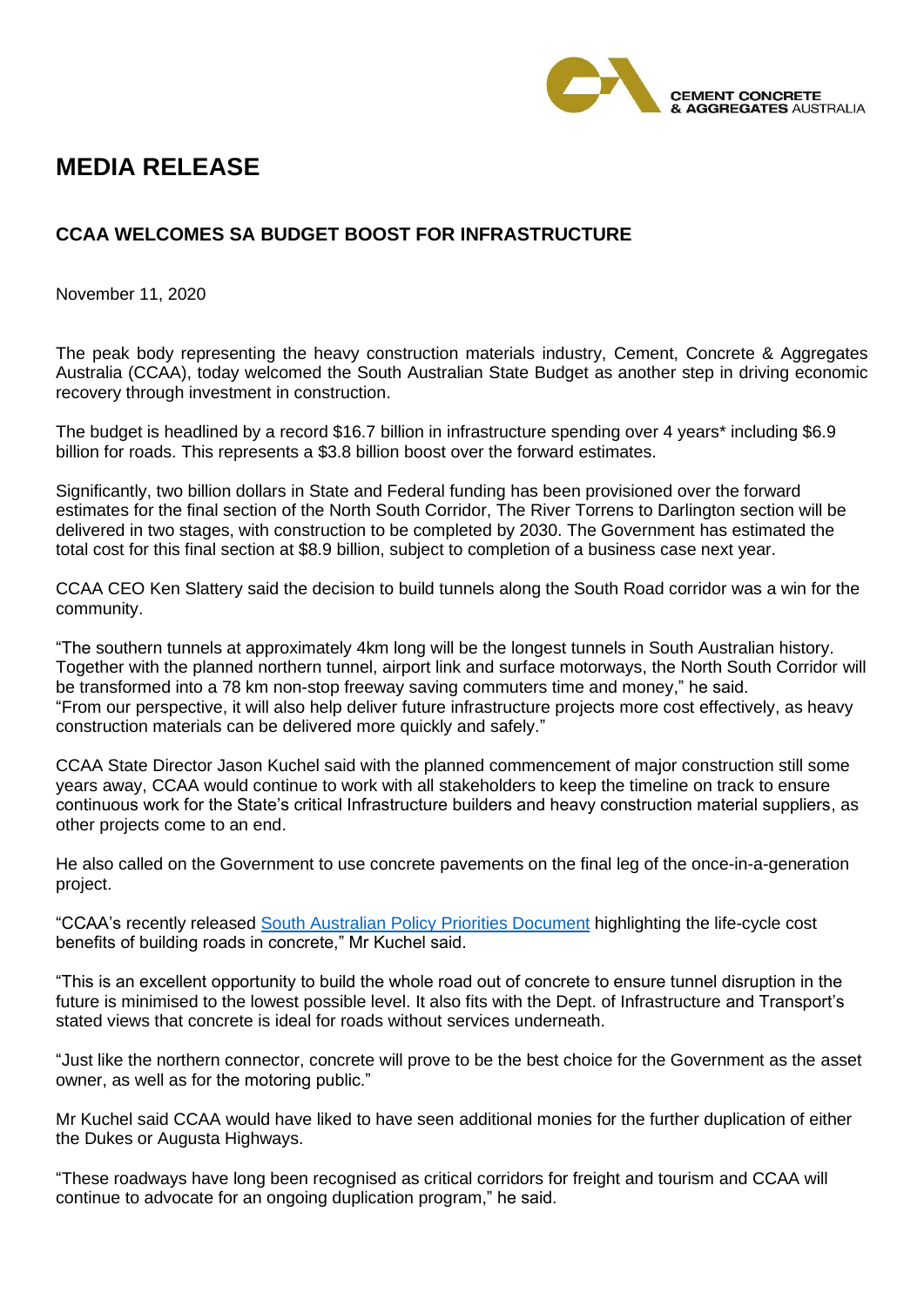CEMENT CONCRETE & AGGREGATES AUSTRALIA

# MEDIA RELEASE

## CCAA WELCOMES SA BUDGET BOOST FOR INFRASTRUCTURE

November 11, 2020

The peak body representing the heavy construction materials industry, Cement, Concrete & Aggregates Australia (CCAA), today welcomed the South Australian State Budget as another step in driving economic recovery through investment in construction.

The budget is headlined by a record $16.7 billion in infrastructure spending over 4 years* including $6.9 billion for roads. This represents a $3.8 billion boost over the forward estimates.

Significantly, two billion dollars in State and Federal funding has been provisioned over the forward estimates for the final section of the North South Corridor, The River Torrens to Darlington section will be delivered in two stages, with construction to be completed by 2030. The Government has estimated the total cost for this final section at $8.9 billion, subject to completion of a business case next year.

CCAA CEO Ken Slattery said the decision to build tunnels along the South Road corridor was a win for the community.

"The southern tunnels at approximately 4km long will be the longest tunnels in South Australian history. Together with the planned northern tunnel, airport link and surface motorways, the North South Corridor will be transformed into a 78 km non-stop freeway saving commuters time and money," he said.
"From our perspective, it will also help deliver future infrastructure projects more cost effectively, as heavy construction materials can be delivered more quickly and safely."

CCAA State Director Jason Kuchel said with the planned commencement of major construction still some years away, CCAA would continue to work with all stakeholders to keep the timeline on track to ensure continuous work for the State's critical Infrastructure builders and heavy construction material suppliers, as other projects come to an end.

He also called on the Government to use concrete pavements on the final leg of the once-in-a-generation project.

"CCAA's recently released South Australian Policy Priorities Document highlighting the life-cycle cost benefits of building roads in concrete," Mr Kuchel said.

"This is an excellent opportunity to build the whole road out of concrete to ensure tunnel disruption in the future is minimised to the lowest possible level. It also fits with the Dept. of Infrastructure and Transport's stated views that concrete is ideal for roads without services underneath.

"Just like the northern connector, concrete will prove to be the best choice for the Government as the asset owner, as well as for the motoring public."

Mr Kuchel said CCAA would have liked to have seen additional monies for the further duplication of either the Dukes or Augusta Highways.

"These roadways have long been recognised as critical corridors for freight and tourism and CCAA will continue to advocate for an ongoing duplication program," he said.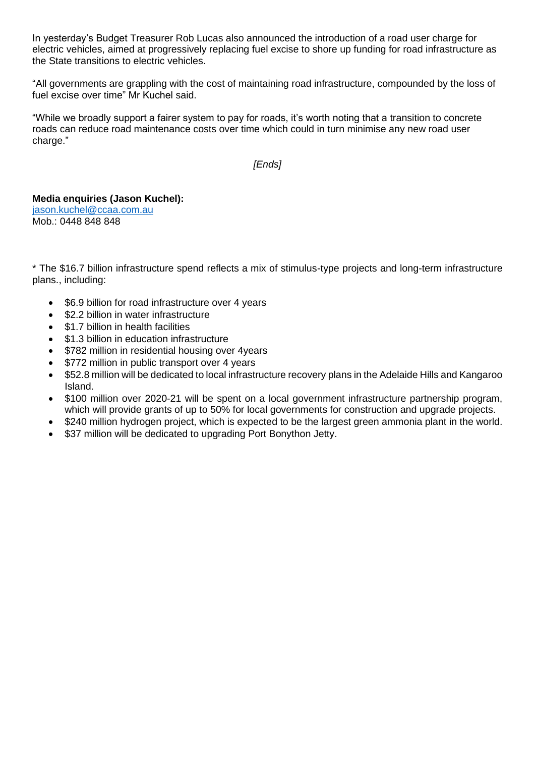In yesterday's Budget Treasurer Rob Lucas also announced the introduction of a road user charge for electric vehicles, aimed at progressively replacing fuel excise to shore up funding for road infrastructure as the State transitions to electric vehicles.

"All governments are grappling with the cost of maintaining road infrastructure, compounded by the loss of fuel excise over time" Mr Kuchel said.

"While we broadly support a fairer system to pay for roads, it's worth noting that a transition to concrete roads can reduce road maintenance costs over time which could in turn minimise any new road user charge."

*[Ends]*

**Media enquiries (Jason Kuchel):**
jason.kuchel@ccaa.com.au
Mob.: 0448 848 848

* The $16.7 billion infrastructure spend reflects a mix of stimulus-type projects and long-term infrastructure plans., including:

- $6.9 billion for road infrastructure over 4 years
- $2.2 billion in water infrastructure
- $1.7 billion in health facilities
- $1.3 billion in education infrastructure
- $782 million in residential housing over 4years
- $772 million in public transport over 4 years
- $52.8 million will be dedicated to local infrastructure recovery plans in the Adelaide Hills and Kangaroo Island.
- $100 million over 2020-21 will be spent on a local government infrastructure partnership program, which will provide grants of up to 50% for local governments for construction and upgrade projects.
- $240 million hydrogen project, which is expected to be the largest green ammonia plant in the world.
- $37 million will be dedicated to upgrading Port Bonython Jetty.